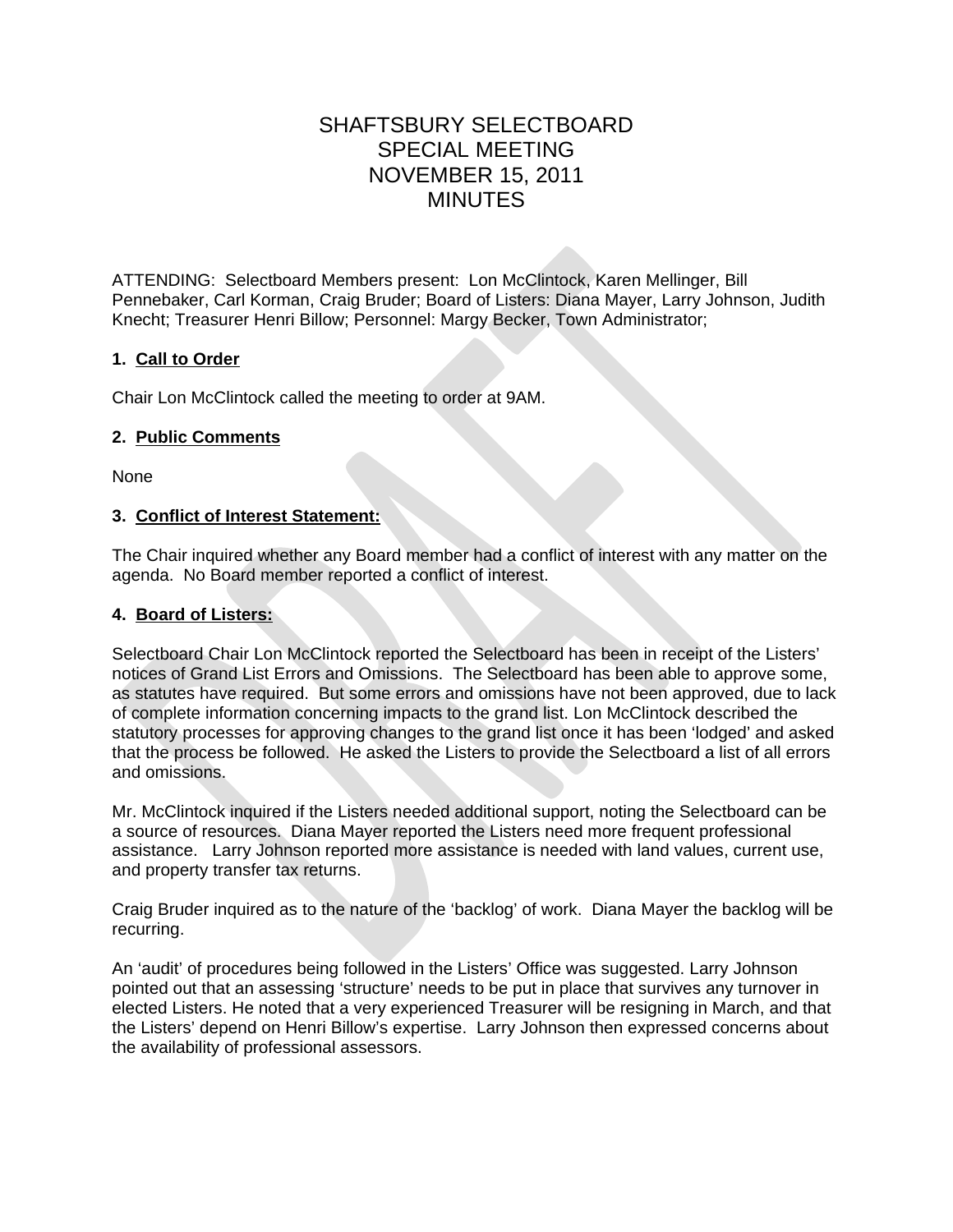# SHAFTSBURY SELECTBOARD
# SPECIAL MEETING
# NOVEMBER 15, 2011
# MINUTES

ATTENDING: Selectboard Members present: Lon McClintock, Karen Mellinger, Bill Pennebaker, Carl Korman, Craig Bruder; Board of Listers: Diana Mayer, Larry Johnson, Judith Knecht; Treasurer Henri Billow; Personnel: Margy Becker, Town Administrator;

**1. Call to Order**

Chair Lon McClintock called the meeting to order at 9AM.

**2. Public Comments**

None

**3. Conflict of Interest Statement:**

The Chair inquired whether any Board member had a conflict of interest with any matter on the agenda. No Board member reported a conflict of interest.

**4. Board of Listers:**

Selectboard Chair Lon McClintock reported the Selectboard has been in receipt of the Listers' notices of Grand List Errors and Omissions. The Selectboard has been able to approve some, as statutes have required. But some errors and omissions have not been approved, due to lack of complete information concerning impacts to the grand list. Lon McClintock described the statutory processes for approving changes to the grand list once it has been 'lodged' and asked that the process be followed. He asked the Listers to provide the Selectboard a list of all errors and omissions.

Mr. McClintock inquired if the Listers needed additional support, noting the Selectboard can be a source of resources. Diana Mayer reported the Listers need more frequent professional assistance. Larry Johnson reported more assistance is needed with land values, current use, and property transfer tax returns.

Craig Bruder inquired as to the nature of the 'backlog' of work. Diana Mayer the backlog will be recurring.

An 'audit' of procedures being followed in the Listers' Office was suggested. Larry Johnson pointed out that an assessing 'structure' needs to be put in place that survives any turnover in elected Listers. He noted that a very experienced Treasurer will be resigning in March, and that the Listers' depend on Henri Billow's expertise. Larry Johnson then expressed concerns about the availability of professional assessors.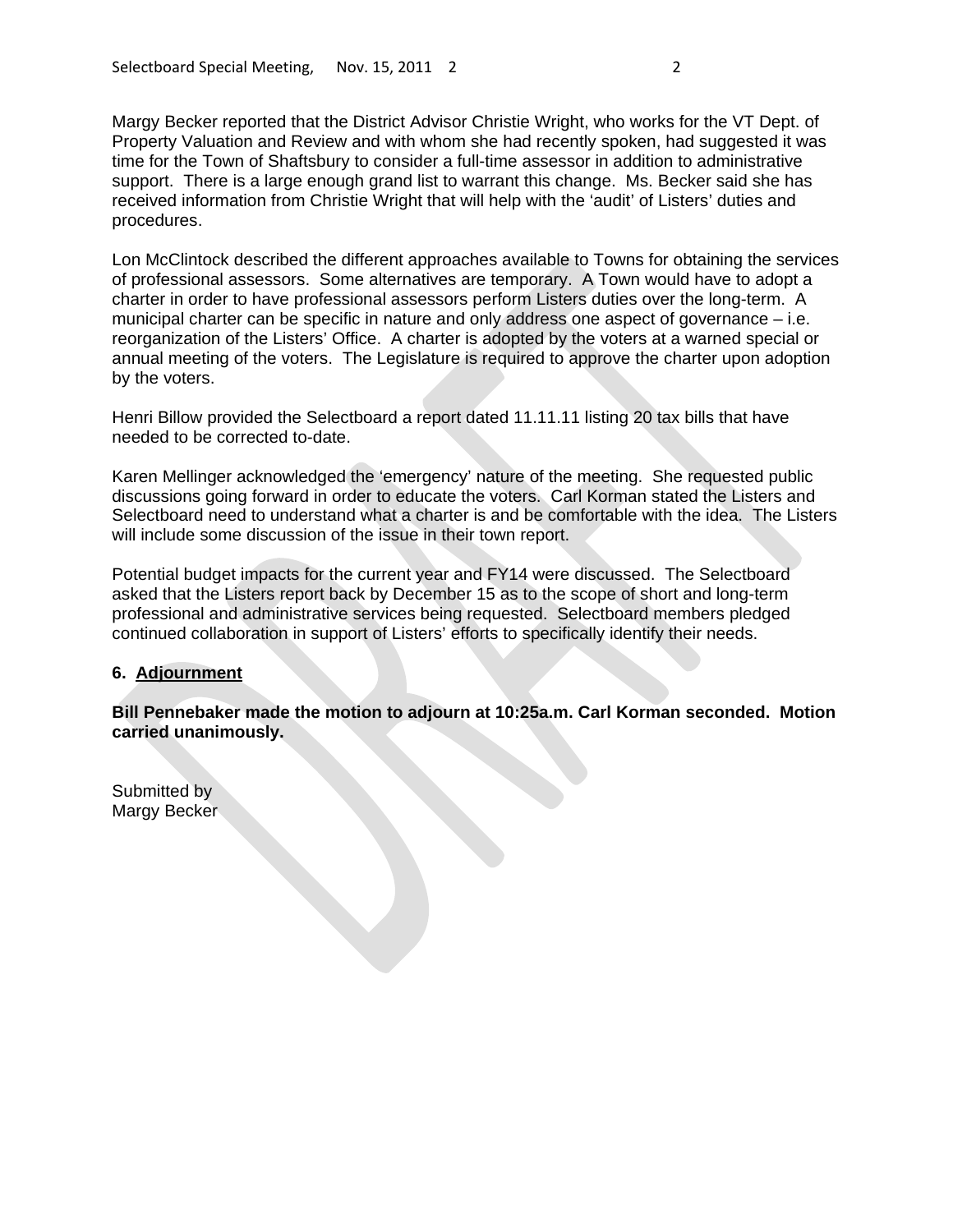Margy Becker reported that the District Advisor Christie Wright, who works for the VT Dept. of Property Valuation and Review and with whom she had recently spoken, had suggested it was time for the Town of Shaftsbury to consider a full-time assessor in addition to administrative support. There is a large enough grand list to warrant this change. Ms. Becker said she has received information from Christie Wright that will help with the 'audit' of Listers' duties and procedures.

Lon McClintock described the different approaches available to Towns for obtaining the services of professional assessors. Some alternatives are temporary. A Town would have to adopt a charter in order to have professional assessors perform Listers duties over the long-term. A municipal charter can be specific in nature and only address one aspect of governance – i.e. reorganization of the Listers' Office. A charter is adopted by the voters at a warned special or annual meeting of the voters. The Legislature is required to approve the charter upon adoption by the voters.

Henri Billow provided the Selectboard a report dated 11.11.11 listing 20 tax bills that have needed to be corrected to-date.

Karen Mellinger acknowledged the 'emergency' nature of the meeting. She requested public discussions going forward in order to educate the voters. Carl Korman stated the Listers and Selectboard need to understand what a charter is and be comfortable with the idea. The Listers will include some discussion of the issue in their town report.

Potential budget impacts for the current year and FY14 were discussed. The Selectboard asked that the Listers report back by December 15 as to the scope of short and long-term professional and administrative services being requested. Selectboard members pledged continued collaboration in support of Listers' efforts to specifically identify their needs.

**6. Adjournment**

**Bill Pennebaker made the motion to adjourn at 10:25a.m. Carl Korman seconded. Motion carried unanimously.**

Submitted by
Margy Becker